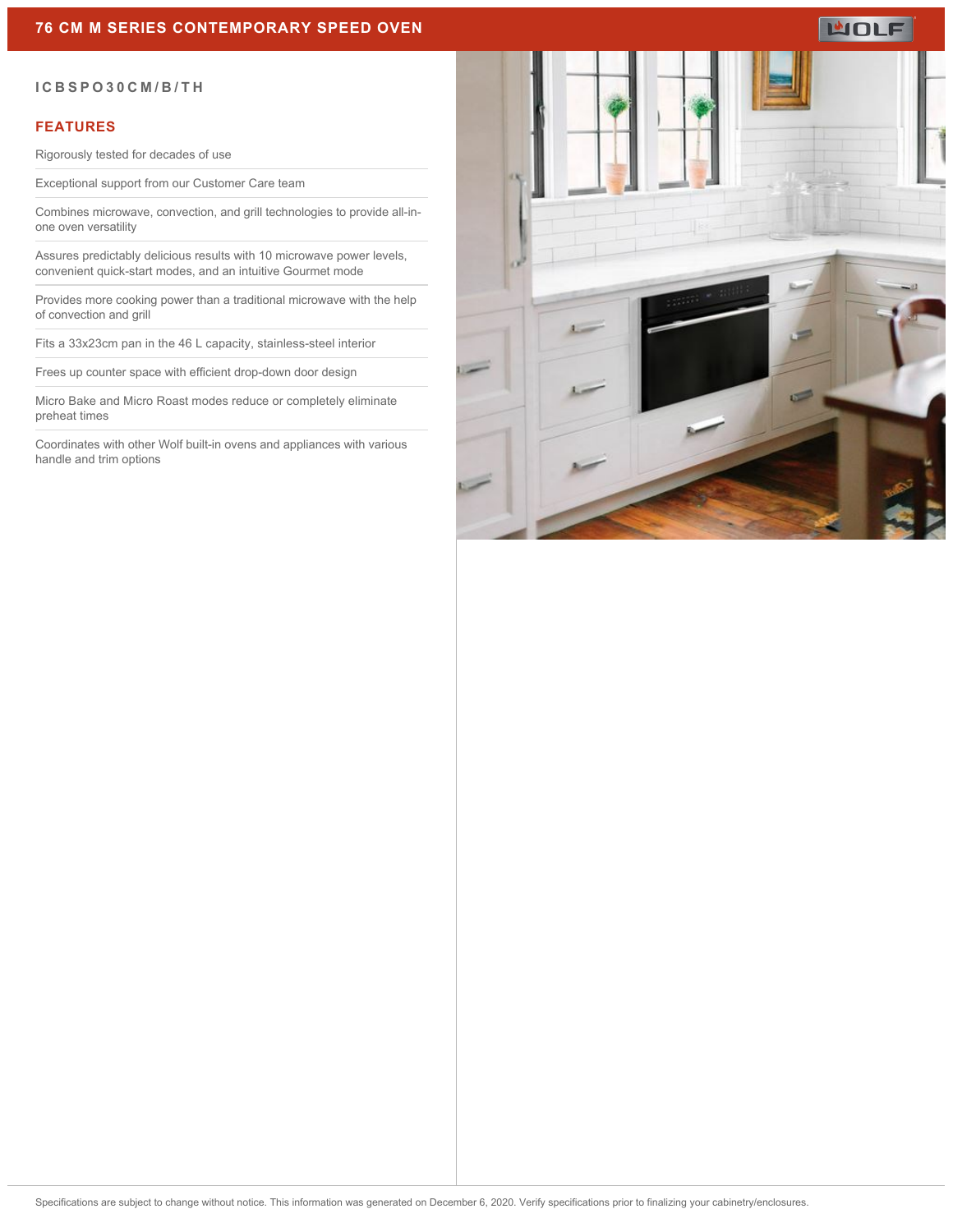# 76 CM M SERIES CONTEMPORARY SPEED OVEN

## ICBSPO30CM/B/TH

### FEATURES

- Rigorously tested for decades of use
- Exceptional support from our Customer Care team
- Combines microwave, convection, and grill technologies to provide all-in-one oven versatility
- Assures predictably delicious results with 10 microwave power levels, convenient quick-start modes, and an intuitive Gourmet mode
- Provides more cooking power than a traditional microwave with the help of convection and grill
- Fits a 33x23cm pan in the 46 L capacity, stainless-steel interior
- Frees up counter space with efficient drop-down door design
- Micro Bake and Micro Roast modes reduce or completely eliminate preheat times
- Coordinates with other Wolf built-in ovens and appliances with various handle and trim options

Specifications are subject to change without notice. This information was generated on December 6, 2020. Verify specifications prior to finalizing your cabinetry/enclosures.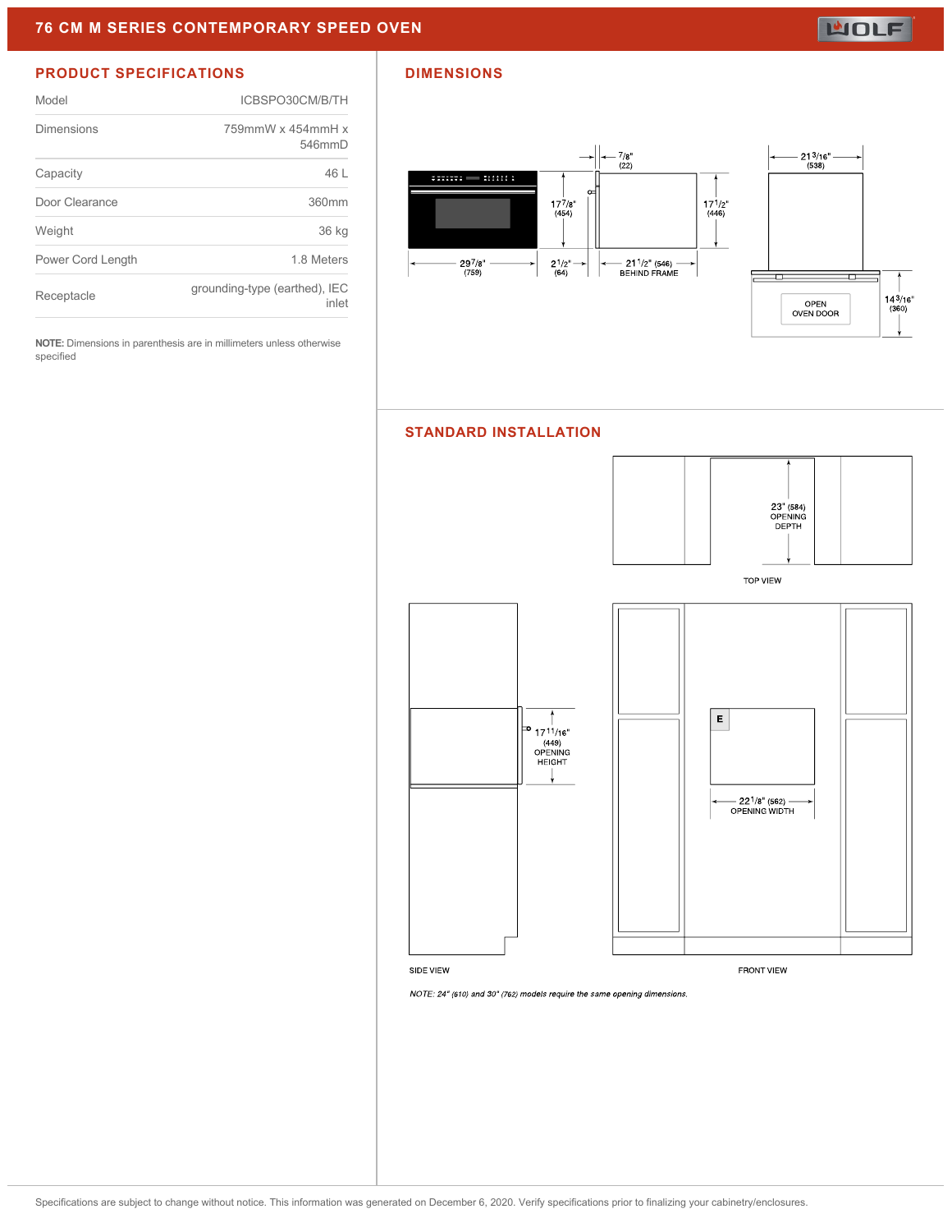# 76 CM M SERIES CONTEMPORARY SPEED OVEN

## PRODUCT SPECIFICATIONS

| | |
|---|---|
| Model | ICBSPO30CM/B/TH |
| Dimensions | 759mmW x 454mmH x 546mmD |
| Capacity | 46 L |
| Door Clearance | 360mm |
| Weight | 36 kg |
| Power Cord Length | 1.8 Meters |
| Receptacle | grounding-type (earthed), IEC inlet |

**NOTE:** Dimensions in parenthesis are in millimeters unless otherwise specified

## DIMENSIONS

7/8" (22)

17 7/8" (454)

17 1/2" (446)

21 3/16" (538)

29 7/8" (759)

2 1/2" (64)

21 1/2" (546) BEHIND FRAME

OPEN OVEN DOOR

14 3/16" (360)

## STANDARD INSTALLATION

23" (584) OPENING DEPTH

TOP VIEW

17 11/16" (449) OPENING HEIGHT

E

22 1/8" (562) OPENING WIDTH

SIDE VIEW

FRONT VIEW

*NOTE: 24" (610) and 30" (762) models require the same opening dimensions.*

Specifications are subject to change without notice. This information was generated on December 6, 2020. Verify specifications prior to finalizing your cabinetry/enclosures.